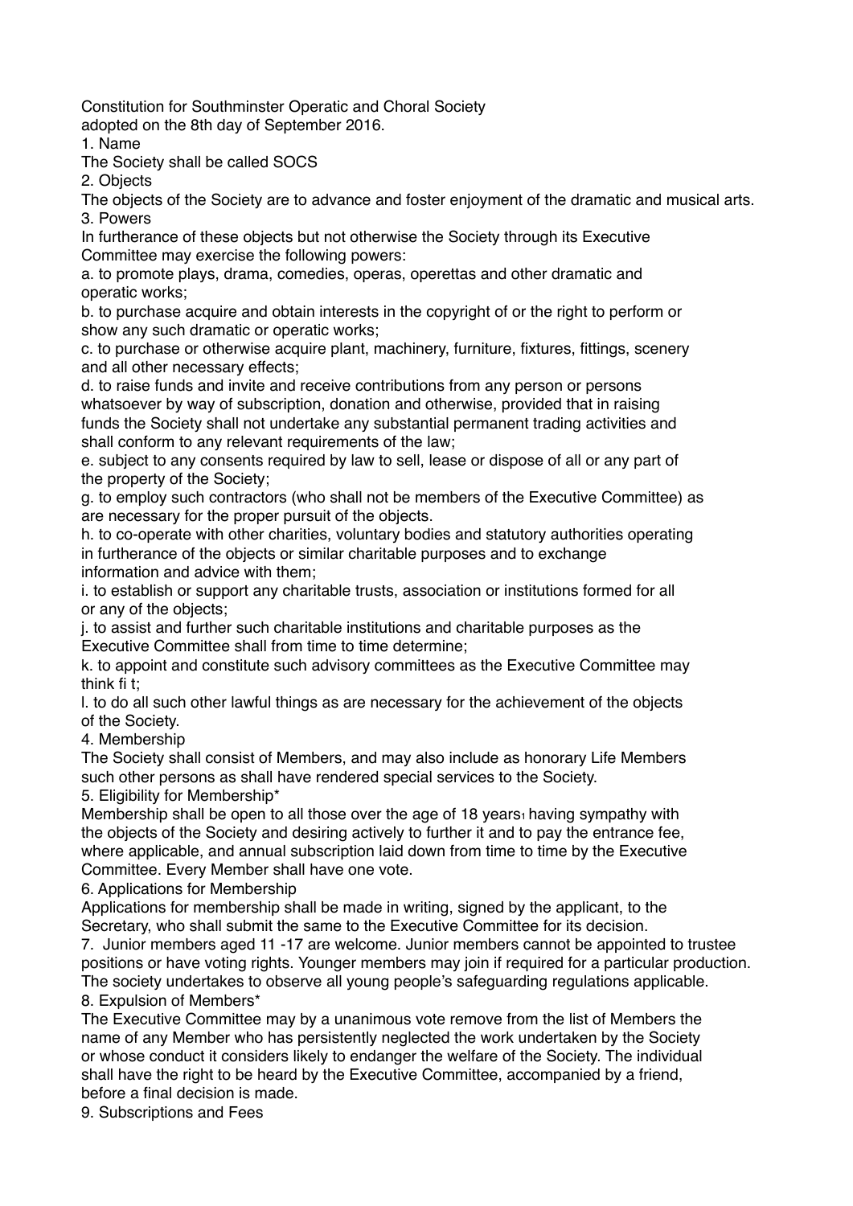Constitution for Southminster Operatic and Choral Society
adopted on the 8th day of September 2016.

1. Name

The Society shall be called SOCS

2. Objects

The objects of the Society are to advance and foster enjoyment of the dramatic and musical arts.

3. Powers

In furtherance of these objects but not otherwise the Society through its Executive Committee may exercise the following powers:

a. to promote plays, drama, comedies, operas, operettas and other dramatic and operatic works;

b. to purchase acquire and obtain interests in the copyright of or the right to perform or show any such dramatic or operatic works;

c. to purchase or otherwise acquire plant, machinery, furniture, fixtures, fittings, scenery and all other necessary effects;

d. to raise funds and invite and receive contributions from any person or persons whatsoever by way of subscription, donation and otherwise, provided that in raising funds the Society shall not undertake any substantial permanent trading activities and shall conform to any relevant requirements of the law;

e. subject to any consents required by law to sell, lease or dispose of all or any part of the property of the Society;

g. to employ such contractors (who shall not be members of the Executive Committee) as are necessary for the proper pursuit of the objects.

h. to co-operate with other charities, voluntary bodies and statutory authorities operating in furtherance of the objects or similar charitable purposes and to exchange information and advice with them;

i. to establish or support any charitable trusts, association or institutions formed for all or any of the objects;

j. to assist and further such charitable institutions and charitable purposes as the Executive Committee shall from time to time determine;

k. to appoint and constitute such advisory committees as the Executive Committee may think fi t;

l. to do all such other lawful things as are necessary for the achievement of the objects of the Society.

4. Membership

The Society shall consist of Members, and may also include as honorary Life Members such other persons as shall have rendered special services to the Society.

5. Eligibility for Membership*

Membership shall be open to all those over the age of 18 years[1] having sympathy with the objects of the Society and desiring actively to further it and to pay the entrance fee, where applicable, and annual subscription laid down from time to time by the Executive Committee. Every Member shall have one vote.

6. Applications for Membership

Applications for membership shall be made in writing, signed by the applicant, to the Secretary, who shall submit the same to the Executive Committee for its decision.

7. Junior members aged 11 -17 are welcome. Junior members cannot be appointed to trustee positions or have voting rights. Younger members may join if required for a particular production. The society undertakes to observe all young people's safeguarding regulations applicable.

8. Expulsion of Members*

The Executive Committee may by a unanimous vote remove from the list of Members the name of any Member who has persistently neglected the work undertaken by the Society or whose conduct it considers likely to endanger the welfare of the Society. The individual shall have the right to be heard by the Executive Committee, accompanied by a friend, before a final decision is made.

9. Subscriptions and Fees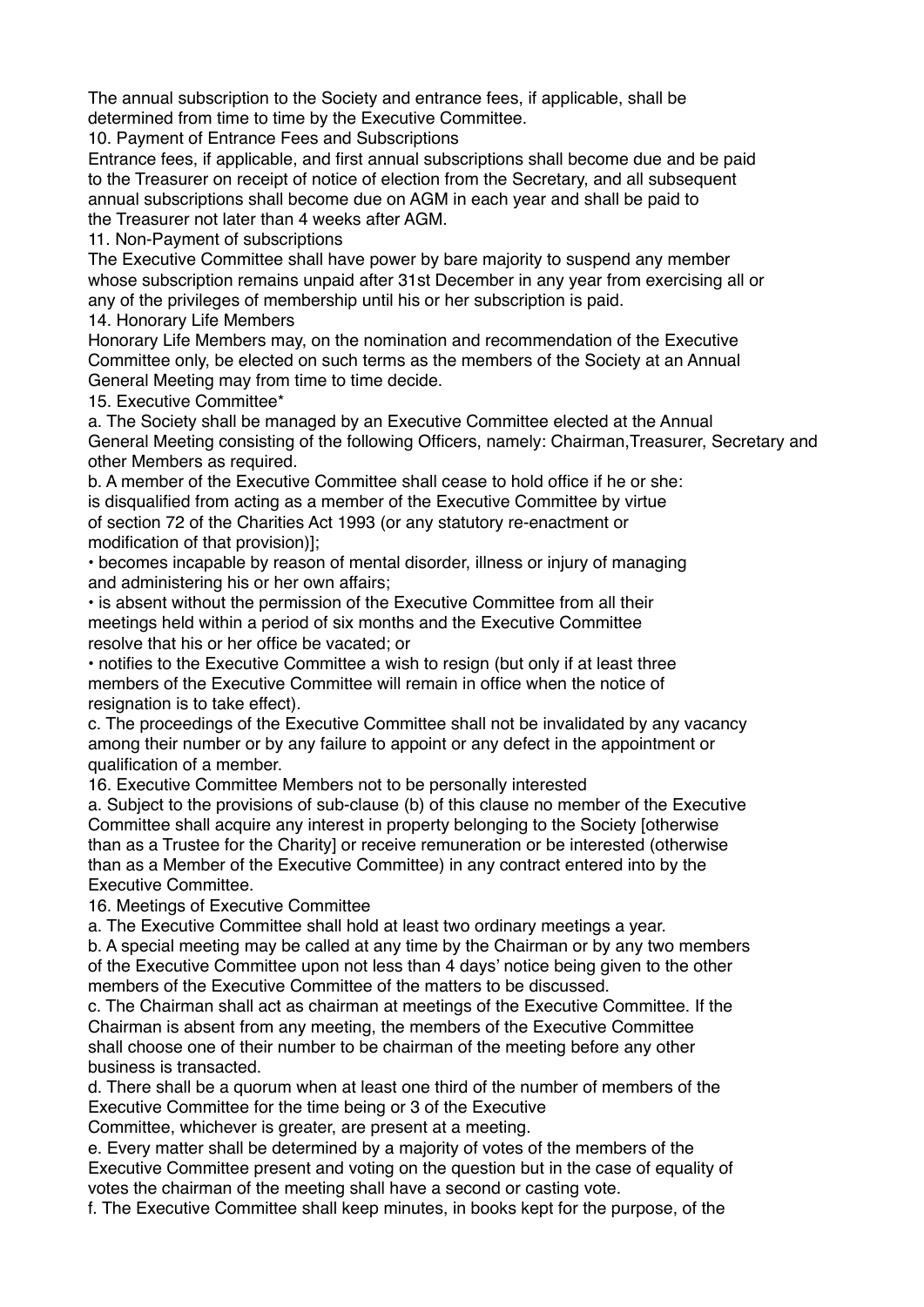The annual subscription to the Society and entrance fees, if applicable, shall be determined from time to time by the Executive Committee.

10. Payment of Entrance Fees and Subscriptions

Entrance fees, if applicable, and first annual subscriptions shall become due and be paid to the Treasurer on receipt of notice of election from the Secretary, and all subsequent annual subscriptions shall become due on AGM in each year and shall be paid to the Treasurer not later than 4 weeks after AGM.

11. Non-Payment of subscriptions

The Executive Committee shall have power by bare majority to suspend any member whose subscription remains unpaid after 31st December in any year from exercising all or any of the privileges of membership until his or her subscription is paid.

14. Honorary Life Members

Honorary Life Members may, on the nomination and recommendation of the Executive Committee only, be elected on such terms as the members of the Society at an Annual General Meeting may from time to time decide.

15. Executive Committee*

a. The Society shall be managed by an Executive Committee elected at the Annual General Meeting consisting of the following Officers, namely: Chairman,Treasurer, Secretary and other Members as required.

b. A member of the Executive Committee shall cease to hold office if he or she:
is disqualified from acting as a member of the Executive Committee by virtue of section 72 of the Charities Act 1993 (or any statutory re-enactment or modification of that provision)];

- becomes incapable by reason of mental disorder, illness or injury of managing and administering his or her own affairs;
- is absent without the permission of the Executive Committee from all their meetings held within a period of six months and the Executive Committee resolve that his or her office be vacated; or
- notifies to the Executive Committee a wish to resign (but only if at least three members of the Executive Committee will remain in office when the notice of resignation is to take effect).

c. The proceedings of the Executive Committee shall not be invalidated by any vacancy among their number or by any failure to appoint or any defect in the appointment or qualification of a member.

16. Executive Committee Members not to be personally interested

a. Subject to the provisions of sub-clause (b) of this clause no member of the Executive Committee shall acquire any interest in property belonging to the Society [otherwise than as a Trustee for the Charity] or receive remuneration or be interested (otherwise than as a Member of the Executive Committee) in any contract entered into by the Executive Committee.

16. Meetings of Executive Committee

a. The Executive Committee shall hold at least two ordinary meetings a year.

b. A special meeting may be called at any time by the Chairman or by any two members of the Executive Committee upon not less than 4 days' notice being given to the other members of the Executive Committee of the matters to be discussed.

c. The Chairman shall act as chairman at meetings of the Executive Committee. If the Chairman is absent from any meeting, the members of the Executive Committee shall choose one of their number to be chairman of the meeting before any other business is transacted.

d. There shall be a quorum when at least one third of the number of members of the Executive Committee for the time being or 3 of the Executive Committee, whichever is greater, are present at a meeting.

e. Every matter shall be determined by a majority of votes of the members of the Executive Committee present and voting on the question but in the case of equality of votes the chairman of the meeting shall have a second or casting vote.

f. The Executive Committee shall keep minutes, in books kept for the purpose, of the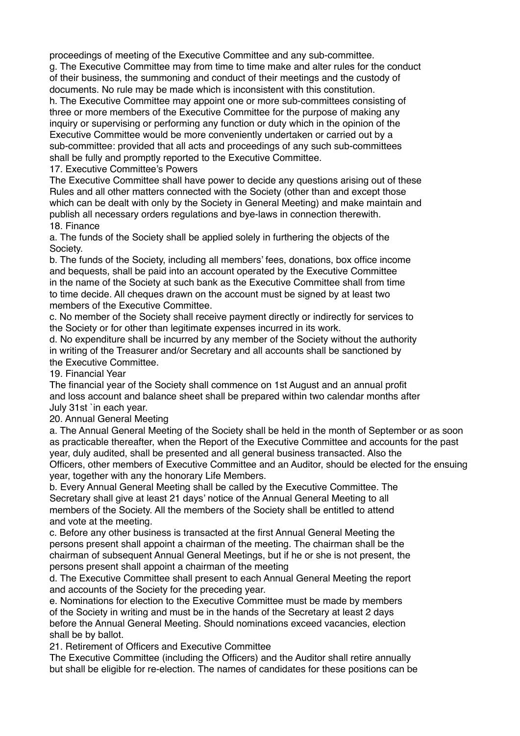proceedings of meeting of the Executive Committee and any sub-committee.

g. The Executive Committee may from time to time make and alter rules for the conduct of their business, the summoning and conduct of their meetings and the custody of documents. No rule may be made which is inconsistent with this constitution.

h. The Executive Committee may appoint one or more sub-committees consisting of three or more members of the Executive Committee for the purpose of making any inquiry or supervising or performing any function or duty which in the opinion of the Executive Committee would be more conveniently undertaken or carried out by a sub-committee: provided that all acts and proceedings of any such sub-committees shall be fully and promptly reported to the Executive Committee.

17. Executive Committee's Powers

The Executive Committee shall have power to decide any questions arising out of these Rules and all other matters connected with the Society (other than and except those which can be dealt with only by the Society in General Meeting) and make maintain and publish all necessary orders regulations and bye-laws in connection therewith.

18. Finance

a. The funds of the Society shall be applied solely in furthering the objects of the Society.

b. The funds of the Society, including all members' fees, donations, box office income and bequests, shall be paid into an account operated by the Executive Committee in the name of the Society at such bank as the Executive Committee shall from time to time decide. All cheques drawn on the account must be signed by at least two members of the Executive Committee.

c. No member of the Society shall receive payment directly or indirectly for services to the Society or for other than legitimate expenses incurred in its work.

d. No expenditure shall be incurred by any member of the Society without the authority in writing of the Treasurer and/or Secretary and all accounts shall be sanctioned by the Executive Committee.

19. Financial Year

The financial year of the Society shall commence on 1st August and an annual profit and loss account and balance sheet shall be prepared within two calendar months after July 31st `in each year.

20. Annual General Meeting

a. The Annual General Meeting of the Society shall be held in the month of September or as soon as practicable thereafter, when the Report of the Executive Committee and accounts for the past year, duly audited, shall be presented and all general business transacted. Also the Officers, other members of Executive Committee and an Auditor, should be elected for the ensuing year, together with any the honorary Life Members.

b. Every Annual General Meeting shall be called by the Executive Committee. The Secretary shall give at least 21 days' notice of the Annual General Meeting to all members of the Society. All the members of the Society shall be entitled to attend and vote at the meeting.

c. Before any other business is transacted at the first Annual General Meeting the persons present shall appoint a chairman of the meeting. The chairman shall be the chairman of subsequent Annual General Meetings, but if he or she is not present, the persons present shall appoint a chairman of the meeting

d. The Executive Committee shall present to each Annual General Meeting the report and accounts of the Society for the preceding year.

e. Nominations for election to the Executive Committee must be made by members of the Society in writing and must be in the hands of the Secretary at least 2 days before the Annual General Meeting. Should nominations exceed vacancies, election shall be by ballot.

21. Retirement of Officers and Executive Committee

The Executive Committee (including the Officers) and the Auditor shall retire annually but shall be eligible for re-election. The names of candidates for these positions can be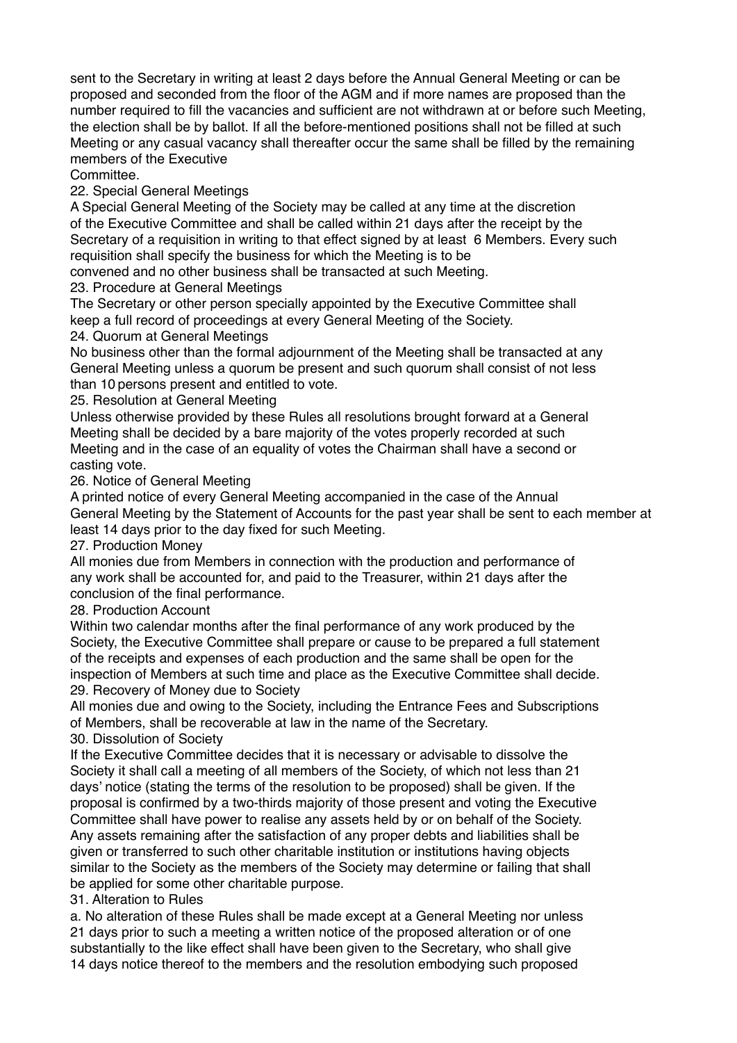sent to the Secretary in writing at least 2 days before the Annual General Meeting or can be proposed and seconded from the floor of the AGM and if more names are proposed than the number required to fill the vacancies and sufficient are not withdrawn at or before such Meeting, the election shall be by ballot. If all the before-mentioned positions shall not be filled at such Meeting or any casual vacancy shall thereafter occur the same shall be filled by the remaining members of the Executive Committee.

22. Special General Meetings

A Special General Meeting of the Society may be called at any time at the discretion of the Executive Committee and shall be called within 21 days after the receipt by the Secretary of a requisition in writing to that effect signed by at least 6 Members. Every such requisition shall specify the business for which the Meeting is to be convened and no other business shall be transacted at such Meeting.

23. Procedure at General Meetings

The Secretary or other person specially appointed by the Executive Committee shall keep a full record of proceedings at every General Meeting of the Society.

24. Quorum at General Meetings

No business other than the formal adjournment of the Meeting shall be transacted at any General Meeting unless a quorum be present and such quorum shall consist of not less than 10 persons present and entitled to vote.

25. Resolution at General Meeting

Unless otherwise provided by these Rules all resolutions brought forward at a General Meeting shall be decided by a bare majority of the votes properly recorded at such Meeting and in the case of an equality of votes the Chairman shall have a second or casting vote.

26. Notice of General Meeting

A printed notice of every General Meeting accompanied in the case of the Annual General Meeting by the Statement of Accounts for the past year shall be sent to each member at least 14 days prior to the day fixed for such Meeting.

27. Production Money

All monies due from Members in connection with the production and performance of any work shall be accounted for, and paid to the Treasurer, within 21 days after the conclusion of the final performance.

28. Production Account

Within two calendar months after the final performance of any work produced by the Society, the Executive Committee shall prepare or cause to be prepared a full statement of the receipts and expenses of each production and the same shall be open for the inspection of Members at such time and place as the Executive Committee shall decide.

29. Recovery of Money due to Society

All monies due and owing to the Society, including the Entrance Fees and Subscriptions of Members, shall be recoverable at law in the name of the Secretary.

30. Dissolution of Society

If the Executive Committee decides that it is necessary or advisable to dissolve the Society it shall call a meeting of all members of the Society, of which not less than 21 days' notice (stating the terms of the resolution to be proposed) shall be given. If the proposal is confirmed by a two-thirds majority of those present and voting the Executive Committee shall have power to realise any assets held by or on behalf of the Society. Any assets remaining after the satisfaction of any proper debts and liabilities shall be given or transferred to such other charitable institution or institutions having objects similar to the Society as the members of the Society may determine or failing that shall be applied for some other charitable purpose.

31. Alteration to Rules

a. No alteration of these Rules shall be made except at a General Meeting nor unless 21 days prior to such a meeting a written notice of the proposed alteration or of one substantially to the like effect shall have been given to the Secretary, who shall give 14 days notice thereof to the members and the resolution embodying such proposed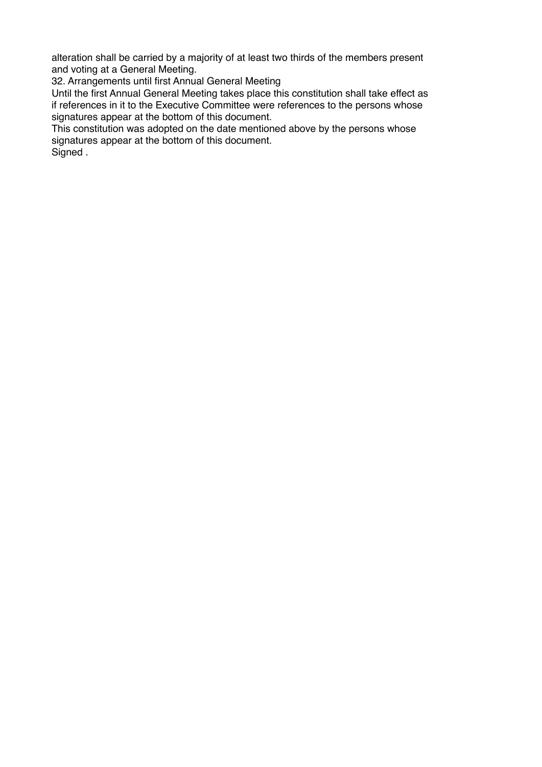alteration shall be carried by a majority of at least two thirds of the members present and voting at a General Meeting.

32. Arrangements until first Annual General Meeting

Until the first Annual General Meeting takes place this constitution shall take effect as if references in it to the Executive Committee were references to the persons whose signatures appear at the bottom of this document.

This constitution was adopted on the date mentioned above by the persons whose signatures appear at the bottom of this document.

Signed .